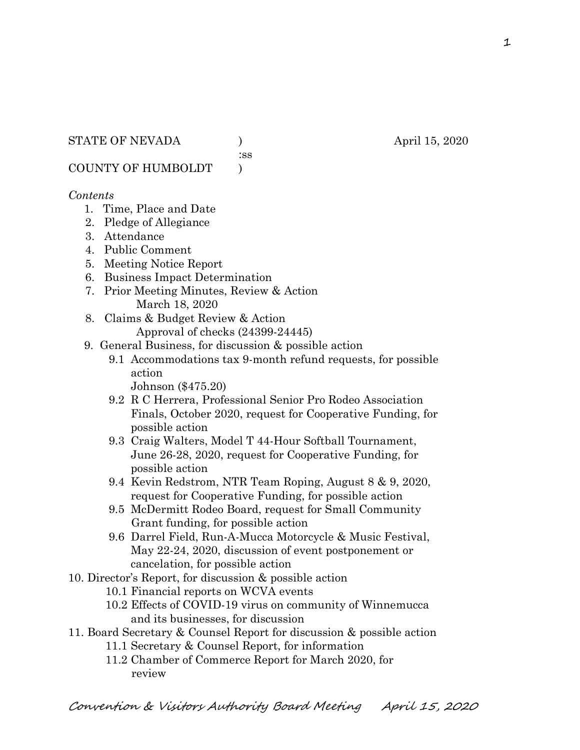STATE OF NEVADA ) April 15, 2020
:ss
COUNTY OF HUMBOLDT )

*Contents*

1. Time, Place and Date
2. Pledge of Allegiance
3. Attendance
4. Public Comment
5. Meeting Notice Report
6. Business Impact Determination
7. Prior Meeting Minutes, Review & Action
   March 18, 2020
8. Claims & Budget Review & Action
   Approval of checks (24399-24445)
9. General Business, for discussion & possible action
   - 9.1 Accommodations tax 9-month refund requests, for possible action
     Johnson ($475.20)
   - 9.2 R C Herrera, Professional Senior Pro Rodeo Association Finals, October 2020, request for Cooperative Funding, for possible action
   - 9.3 Craig Walters, Model T 44-Hour Softball Tournament, June 26-28, 2020, request for Cooperative Funding, for possible action
   - 9.4 Kevin Redstrom, NTR Team Roping, August 8 & 9, 2020, request for Cooperative Funding, for possible action
   - 9.5 McDermitt Rodeo Board, request for Small Community Grant funding, for possible action
   - 9.6 Darrel Field, Run-A-Mucca Motorcycle & Music Festival, May 22-24, 2020, discussion of event postponement or cancelation, for possible action
10. Director's Report, for discussion & possible action
    - 10.1 Financial reports on WCVA events
    - 10.2 Effects of COVID-19 virus on community of Winnemucca and its businesses, for discussion
11. Board Secretary & Counsel Report for discussion & possible action
    - 11.1 Secretary & Counsel Report, for information
    - 11.2 Chamber of Commerce Report for March 2020, for review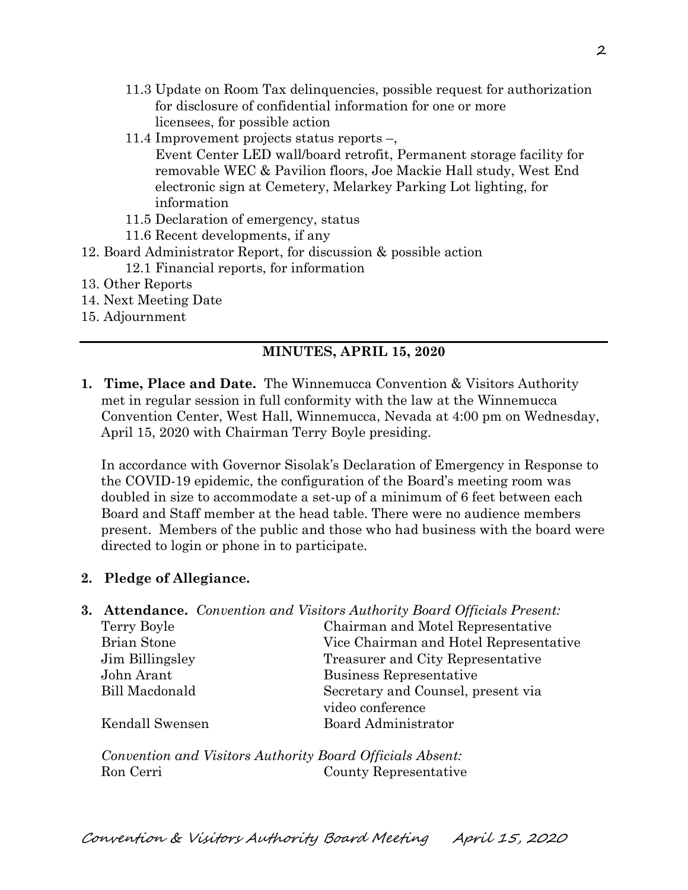11.3 Update on Room Tax delinquencies, possible request for authorization for disclosure of confidential information for one or more licensees, for possible action

11.4 Improvement projects status reports –, Event Center LED wall/board retrofit, Permanent storage facility for removable WEC & Pavilion floors, Joe Mackie Hall study, West End electronic sign at Cemetery, Melarkey Parking Lot lighting, for information

11.5 Declaration of emergency, status

11.6 Recent developments, if any

12. Board Administrator Report, for discussion & possible action

    12.1 Financial reports, for information

13. Other Reports
14. Next Meeting Date
15. Adjournment

---

## MINUTES, APRIL 15, 2020

**1. Time, Place and Date.** The Winnemucca Convention & Visitors Authority met in regular session in full conformity with the law at the Winnemucca Convention Center, West Hall, Winnemucca, Nevada at 4:00 pm on Wednesday, April 15, 2020 with Chairman Terry Boyle presiding.

In accordance with Governor Sisolak's Declaration of Emergency in Response to the COVID-19 epidemic, the configuration of the Board's meeting room was doubled in size to accommodate a set-up of a minimum of 6 feet between each Board and Staff member at the head table. There were no audience members present. Members of the public and those who had business with the board were directed to login or phone in to participate.

**2. Pledge of Allegiance.**

**3. Attendance.** *Convention and Visitors Authority Board Officials Present:*

| | |
|---|---|
| Terry Boyle | Chairman and Motel Representative |
| Brian Stone | Vice Chairman and Hotel Representative |
| Jim Billingsley | Treasurer and City Representative |
| John Arant | Business Representative |
| Bill Macdonald | Secretary and Counsel, present via video conference |
| Kendall Swensen | Board Administrator |

*Convention and Visitors Authority Board Officials Absent:*

| | |
|---|---|
| Ron Cerri | County Representative |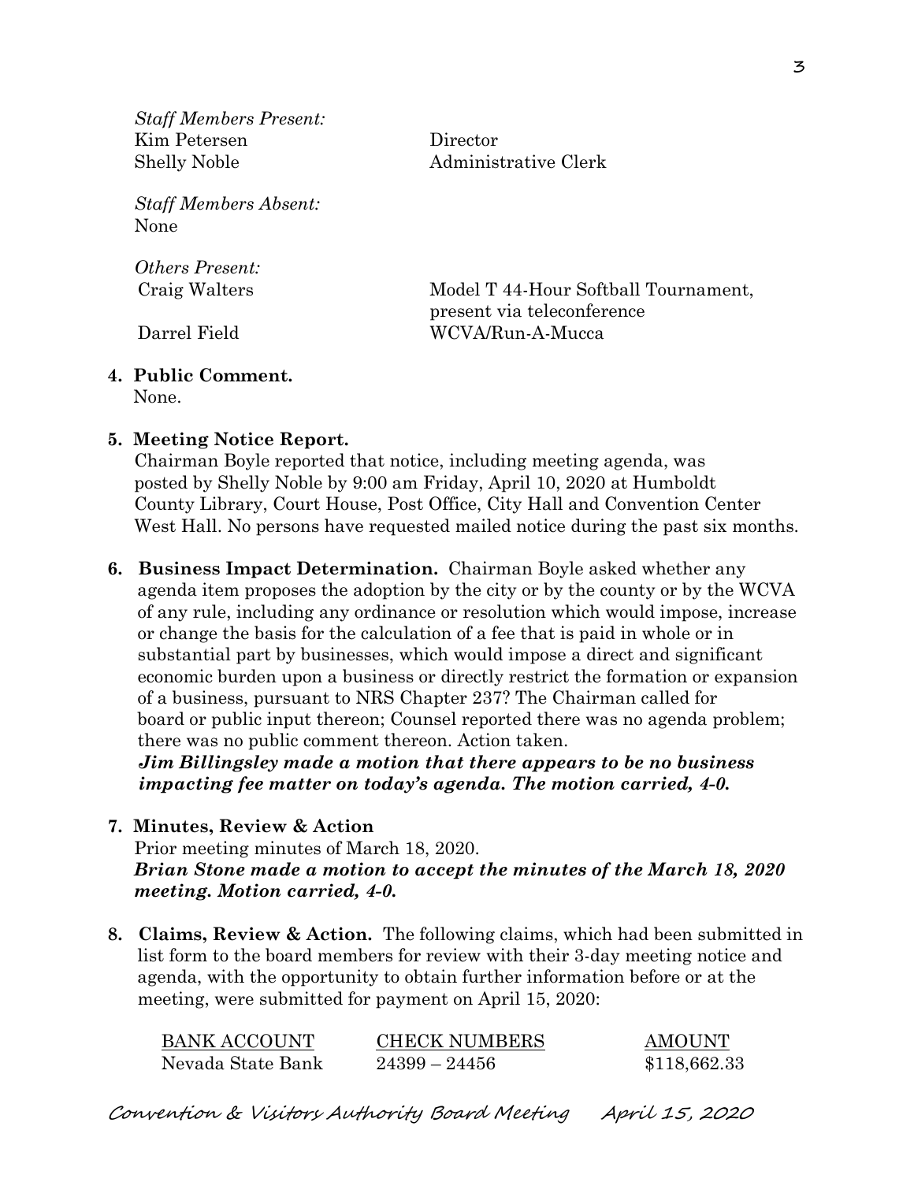*Staff Members Present:*

| | |
|---|---|
| Kim Petersen | Director |
| Shelly Noble | Administrative Clerk |

*Staff Members Absent:*
None

*Others Present:*

| | |
|---|---|
| Craig Walters | Model T 44-Hour Softball Tournament, present via teleconference |
| Darrel Field | WCVA/Run-A-Mucca |

**4. Public Comment.**
None.

**5. Meeting Notice Report.**
Chairman Boyle reported that notice, including meeting agenda, was posted by Shelly Noble by 9:00 am Friday, April 10, 2020 at Humboldt County Library, Court House, Post Office, City Hall and Convention Center West Hall. No persons have requested mailed notice during the past six months.

**6. Business Impact Determination.** Chairman Boyle asked whether any agenda item proposes the adoption by the city or by the county or by the WCVA of any rule, including any ordinance or resolution which would impose, increase or change the basis for the calculation of a fee that is paid in whole or in substantial part by businesses, which would impose a direct and significant economic burden upon a business or directly restrict the formation or expansion of a business, pursuant to NRS Chapter 237? The Chairman called for board or public input thereon; Counsel reported there was no agenda problem; there was no public comment thereon. Action taken.
***Jim Billingsley made a motion that there appears to be no business impacting fee matter on today's agenda. The motion carried, 4-0.***

**7. Minutes, Review & Action**
Prior meeting minutes of March 18, 2020.
***Brian Stone made a motion to accept the minutes of the March 18, 2020 meeting. Motion carried, 4-0.***

**8. Claims, Review & Action.** The following claims, which had been submitted in list form to the board members for review with their 3-day meeting notice and agenda, with the opportunity to obtain further information before or at the meeting, were submitted for payment on April 15, 2020:

| BANK ACCOUNT | CHECK NUMBERS | AMOUNT |
|---|---|---|
| Nevada State Bank | 24399 – 24456 | $118,662.33 |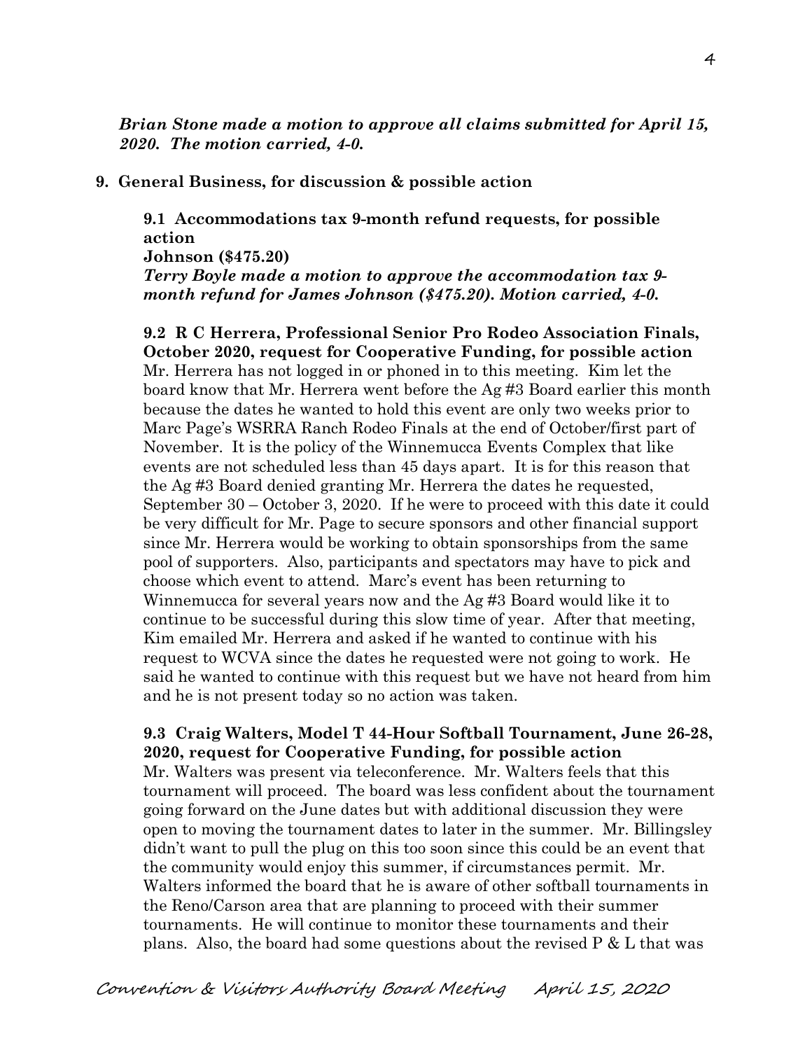***Brian Stone made a motion to approve all claims submitted for April 15, 2020. The motion carried, 4-0.***

**9. General Business, for discussion & possible action**

**9.1 Accommodations tax 9-month refund requests, for possible action**
**Johnson ($475.20)**
***Terry Boyle made a motion to approve the accommodation tax 9-month refund for James Johnson ($475.20). Motion carried, 4-0.***

**9.2 R C Herrera, Professional Senior Pro Rodeo Association Finals, October 2020, request for Cooperative Funding, for possible action**
Mr. Herrera has not logged in or phoned in to this meeting. Kim let the board know that Mr. Herrera went before the Ag #3 Board earlier this month because the dates he wanted to hold this event are only two weeks prior to Marc Page's WSRRA Ranch Rodeo Finals at the end of October/first part of November. It is the policy of the Winnemucca Events Complex that like events are not scheduled less than 45 days apart. It is for this reason that the Ag #3 Board denied granting Mr. Herrera the dates he requested, September 30 – October 3, 2020. If he were to proceed with this date it could be very difficult for Mr. Page to secure sponsors and other financial support since Mr. Herrera would be working to obtain sponsorships from the same pool of supporters. Also, participants and spectators may have to pick and choose which event to attend. Marc's event has been returning to Winnemucca for several years now and the Ag #3 Board would like it to continue to be successful during this slow time of year. After that meeting, Kim emailed Mr. Herrera and asked if he wanted to continue with his request to WCVA since the dates he requested were not going to work. He said he wanted to continue with this request but we have not heard from him and he is not present today so no action was taken.

**9.3 Craig Walters, Model T 44-Hour Softball Tournament, June 26-28, 2020, request for Cooperative Funding, for possible action**
Mr. Walters was present via teleconference. Mr. Walters feels that this tournament will proceed. The board was less confident about the tournament going forward on the June dates but with additional discussion they were open to moving the tournament dates to later in the summer. Mr. Billingsley didn't want to pull the plug on this too soon since this could be an event that the community would enjoy this summer, if circumstances permit. Mr. Walters informed the board that he is aware of other softball tournaments in the Reno/Carson area that are planning to proceed with their summer tournaments. He will continue to monitor these tournaments and their plans. Also, the board had some questions about the revised P & L that was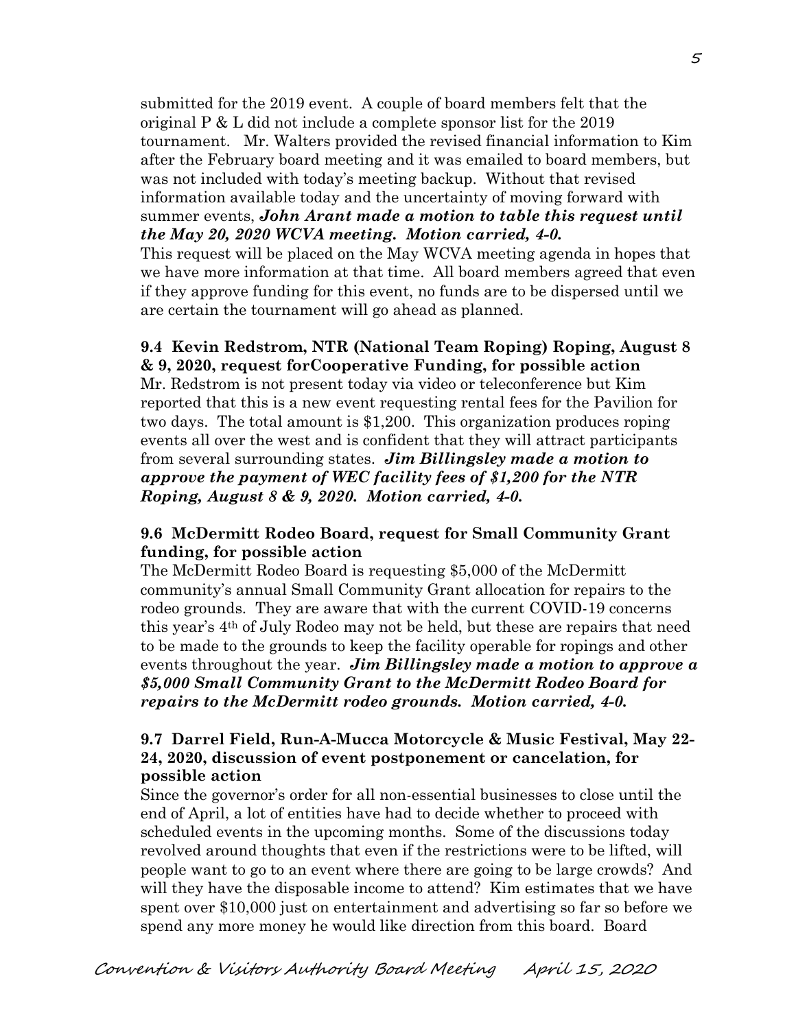submitted for the 2019 event. A couple of board members felt that the original P & L did not include a complete sponsor list for the 2019 tournament. Mr. Walters provided the revised financial information to Kim after the February board meeting and it was emailed to board members, but was not included with today's meeting backup. Without that revised information available today and the uncertainty of moving forward with summer events, ***John Arant made a motion to table this request until the May 20, 2020 WCVA meeting. Motion carried, 4-0.***
This request will be placed on the May WCVA meeting agenda in hopes that we have more information at that time. All board members agreed that even if they approve funding for this event, no funds are to be dispersed until we are certain the tournament will go ahead as planned.

**9.4 Kevin Redstrom, NTR (National Team Roping) Roping, August 8 & 9, 2020, request forCooperative Funding, for possible action**
Mr. Redstrom is not present today via video or teleconference but Kim reported that this is a new event requesting rental fees for the Pavilion for two days. The total amount is $1,200. This organization produces roping events all over the west and is confident that they will attract participants from several surrounding states. ***Jim Billingsley made a motion to approve the payment of WEC facility fees of $1,200 for the NTR Roping, August 8 & 9, 2020. Motion carried, 4-0.***

**9.6 McDermitt Rodeo Board, request for Small Community Grant funding, for possible action**
The McDermitt Rodeo Board is requesting $5,000 of the McDermitt community's annual Small Community Grant allocation for repairs to the rodeo grounds. They are aware that with the current COVID-19 concerns this year's 4th of July Rodeo may not be held, but these are repairs that need to be made to the grounds to keep the facility operable for ropings and other events throughout the year. ***Jim Billingsley made a motion to approve a $5,000 Small Community Grant to the McDermitt Rodeo Board for repairs to the McDermitt rodeo grounds. Motion carried, 4-0.***

**9.7 Darrel Field, Run-A-Mucca Motorcycle & Music Festival, May 22-24, 2020, discussion of event postponement or cancelation, for possible action**
Since the governor's order for all non-essential businesses to close until the end of April, a lot of entities have had to decide whether to proceed with scheduled events in the upcoming months. Some of the discussions today revolved around thoughts that even if the restrictions were to be lifted, will people want to go to an event where there are going to be large crowds? And will they have the disposable income to attend? Kim estimates that we have spent over $10,000 just on entertainment and advertising so far so before we spend any more money he would like direction from this board. Board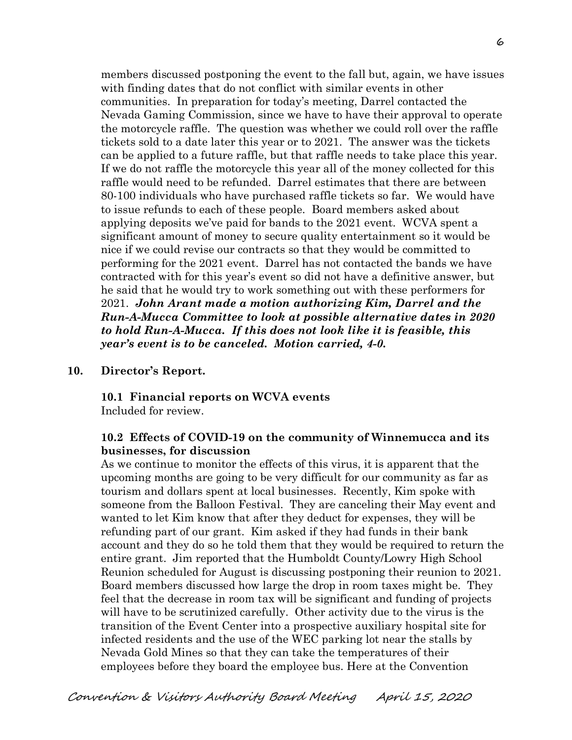members discussed postponing the event to the fall but, again, we have issues with finding dates that do not conflict with similar events in other communities. In preparation for today's meeting, Darrel contacted the Nevada Gaming Commission, since we have to have their approval to operate the motorcycle raffle. The question was whether we could roll over the raffle tickets sold to a date later this year or to 2021. The answer was the tickets can be applied to a future raffle, but that raffle needs to take place this year. If we do not raffle the motorcycle this year all of the money collected for this raffle would need to be refunded. Darrel estimates that there are between 80-100 individuals who have purchased raffle tickets so far. We would have to issue refunds to each of these people. Board members asked about applying deposits we've paid for bands to the 2021 event. WCVA spent a significant amount of money to secure quality entertainment so it would be nice if we could revise our contracts so that they would be committed to performing for the 2021 event. Darrel has not contacted the bands we have contracted with for this year's event so did not have a definitive answer, but he said that he would try to work something out with these performers for 2021. ***John Arant made a motion authorizing Kim, Darrel and the Run-A-Mucca Committee to look at possible alternative dates in 2020 to hold Run-A-Mucca. If this does not look like it is feasible, this year's event is to be canceled. Motion carried, 4-0.***

**10. Director's Report.**

**10.1 Financial reports on WCVA events**
Included for review.

**10.2 Effects of COVID-19 on the community of Winnemucca and its businesses, for discussion**
As we continue to monitor the effects of this virus, it is apparent that the upcoming months are going to be very difficult for our community as far as tourism and dollars spent at local businesses. Recently, Kim spoke with someone from the Balloon Festival. They are canceling their May event and wanted to let Kim know that after they deduct for expenses, they will be refunding part of our grant. Kim asked if they had funds in their bank account and they do so he told them that they would be required to return the entire grant. Jim reported that the Humboldt County/Lowry High School Reunion scheduled for August is discussing postponing their reunion to 2021. Board members discussed how large the drop in room taxes might be. They feel that the decrease in room tax will be significant and funding of projects will have to be scrutinized carefully. Other activity due to the virus is the transition of the Event Center into a prospective auxiliary hospital site for infected residents and the use of the WEC parking lot near the stalls by Nevada Gold Mines so that they can take the temperatures of their employees before they board the employee bus. Here at the Convention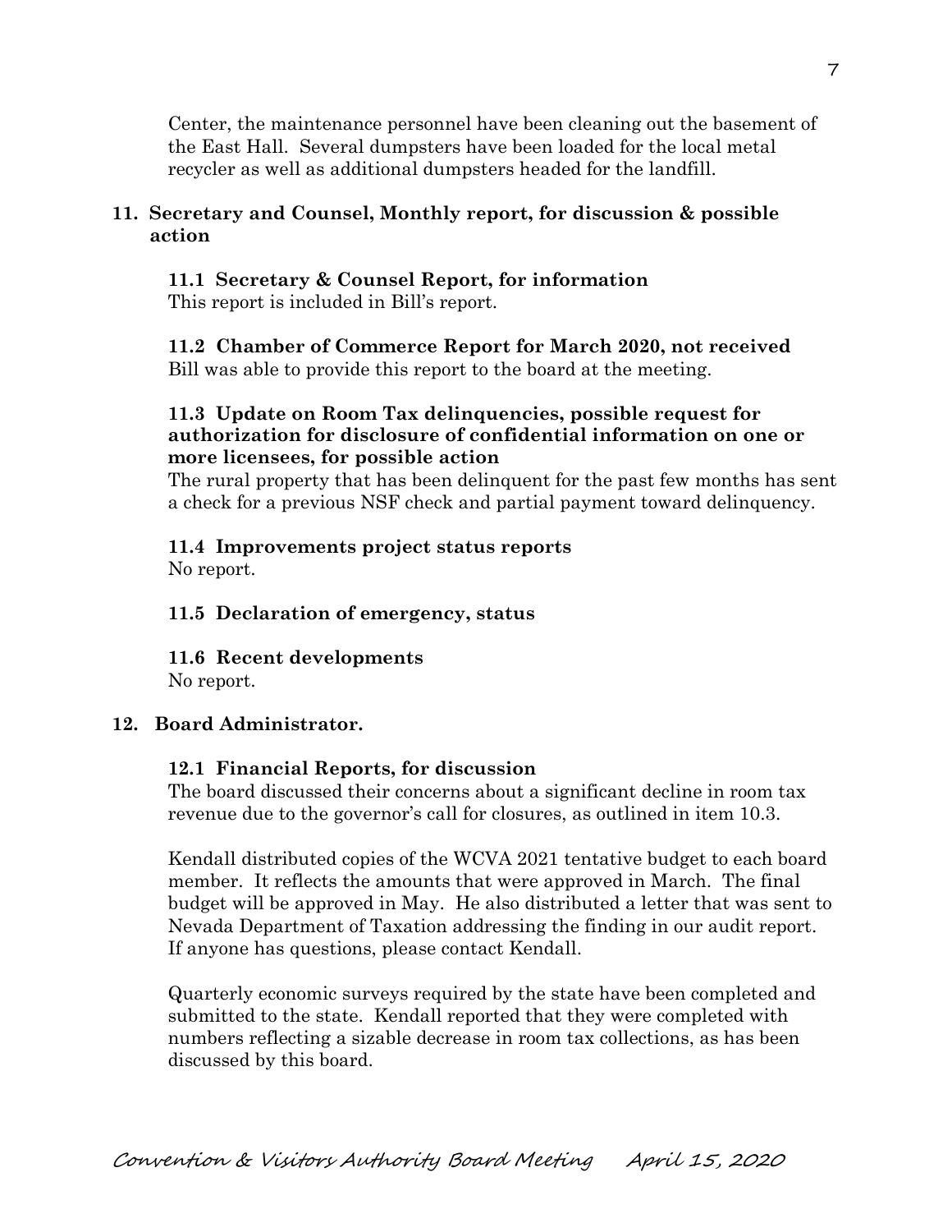Center, the maintenance personnel have been cleaning out the basement of the East Hall. Several dumpsters have been loaded for the local metal recycler as well as additional dumpsters headed for the landfill.

## 11. Secretary and Counsel, Monthly report, for discussion & possible action

### 11.1 Secretary & Counsel Report, for information

This report is included in Bill's report.

### 11.2 Chamber of Commerce Report for March 2020, not received

Bill was able to provide this report to the board at the meeting.

### 11.3 Update on Room Tax delinquencies, possible request for authorization for disclosure of confidential information on one or more licensees, for possible action

The rural property that has been delinquent for the past few months has sent a check for a previous NSF check and partial payment toward delinquency.

### 11.4 Improvements project status reports

No report.

### 11.5 Declaration of emergency, status

### 11.6 Recent developments

No report.

## 12. Board Administrator.

### 12.1 Financial Reports, for discussion

The board discussed their concerns about a significant decline in room tax revenue due to the governor's call for closures, as outlined in item 10.3.

Kendall distributed copies of the WCVA 2021 tentative budget to each board member. It reflects the amounts that were approved in March. The final budget will be approved in May. He also distributed a letter that was sent to Nevada Department of Taxation addressing the finding in our audit report. If anyone has questions, please contact Kendall.

Quarterly economic surveys required by the state have been completed and submitted to the state. Kendall reported that they were completed with numbers reflecting a sizable decrease in room tax collections, as has been discussed by this board.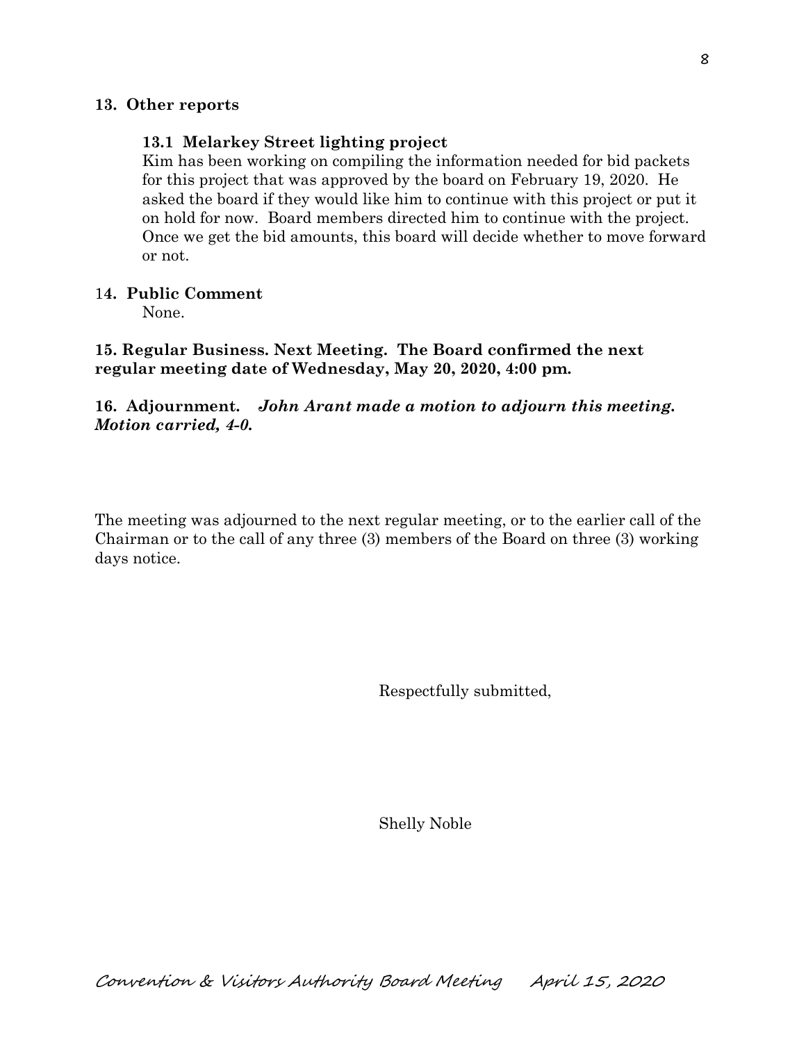**13. Other reports**

**13.1 Melarkey Street lighting project**

Kim has been working on compiling the information needed for bid packets for this project that was approved by the board on February 19, 2020. He asked the board if they would like him to continue with this project or put it on hold for now. Board members directed him to continue with the project. Once we get the bid amounts, this board will decide whether to move forward or not.

**14. Public Comment**

None.

**15. Regular Business. Next Meeting. The Board confirmed the next regular meeting date of Wednesday, May 20, 2020, 4:00 pm.**

**16. Adjournment.** ***John Arant made a motion to adjourn this meeting. Motion carried, 4-0.***

The meeting was adjourned to the next regular meeting, or to the earlier call of the Chairman or to the call of any three (3) members of the Board on three (3) working days notice.

Respectfully submitted,

Shelly Noble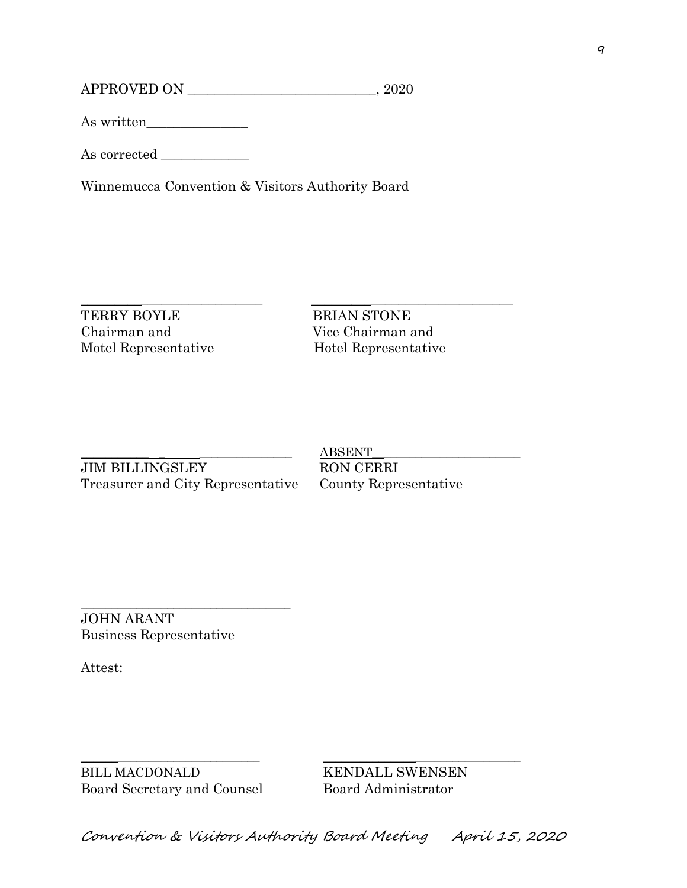APPROVED ON ___________________________, 2020

As written_______________

As corrected _____________

Winnemucca Convention & Visitors Authority Board

_____________________________
TERRY BOYLE
Chairman and
Motel Representative

_____________________________
BRIAN STONE
Vice Chairman and
Hotel Representative

_____________________________
JIM BILLINGSLEY
Treasurer and City Representative

ABSENT_______________________
RON CERRI
County Representative

_____________________________
JOHN ARANT
Business Representative

Attest:

_____________________________
BILL MACDONALD
Board Secretary and Counsel

_____________________________
KENDALL SWENSEN
Board Administrator